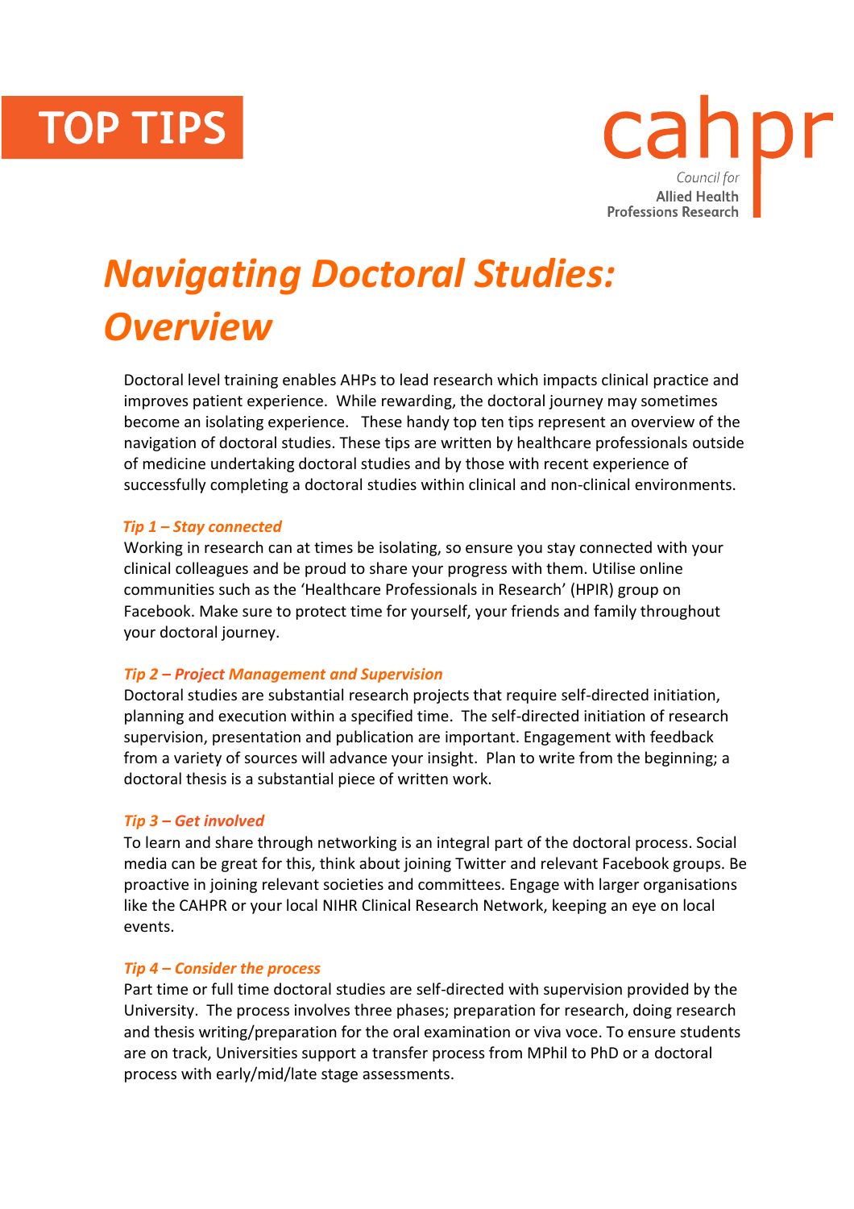TOP TIPS

cahpr
Council for
Allied Health
Professions Research

# *Navigating Doctoral Studies: Overview*

Doctoral level training enables AHPs to lead research which impacts clinical practice and improves patient experience. While rewarding, the doctoral journey may sometimes become an isolating experience. These handy top ten tips represent an overview of the navigation of doctoral studies. These tips are written by healthcare professionals outside of medicine undertaking doctoral studies and by those with recent experience of successfully completing a doctoral studies within clinical and non-clinical environments.

### *Tip 1 – Stay connected*

Working in research can at times be isolating, so ensure you stay connected with your clinical colleagues and be proud to share your progress with them. Utilise online communities such as the 'Healthcare Professionals in Research' (HPIR) group on Facebook. Make sure to protect time for yourself, your friends and family throughout your doctoral journey.

### *Tip 2 – Project Management and Supervision*

Doctoral studies are substantial research projects that require self-directed initiation, planning and execution within a specified time. The self-directed initiation of research supervision, presentation and publication are important. Engagement with feedback from a variety of sources will advance your insight. Plan to write from the beginning; a doctoral thesis is a substantial piece of written work.

### *Tip 3 – Get involved*

To learn and share through networking is an integral part of the doctoral process. Social media can be great for this, think about joining Twitter and relevant Facebook groups. Be proactive in joining relevant societies and committees. Engage with larger organisations like the CAHPR or your local NIHR Clinical Research Network, keeping an eye on local events.

### *Tip 4 – Consider the process*

Part time or full time doctoral studies are self-directed with supervision provided by the University. The process involves three phases; preparation for research, doing research and thesis writing/preparation for the oral examination or viva voce. To ensure students are on track, Universities support a transfer process from MPhil to PhD or a doctoral process with early/mid/late stage assessments.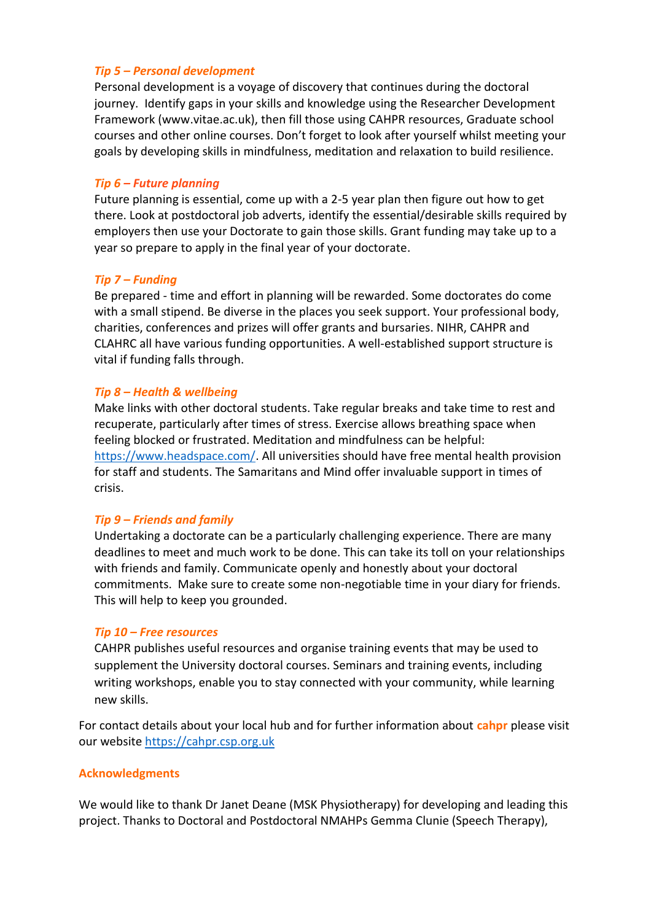### *Tip 5 – Personal development*

Personal development is a voyage of discovery that continues during the doctoral journey. Identify gaps in your skills and knowledge using the Researcher Development Framework (www.vitae.ac.uk), then fill those using CAHPR resources, Graduate school courses and other online courses. Don't forget to look after yourself whilst meeting your goals by developing skills in mindfulness, meditation and relaxation to build resilience.

### *Tip 6 – Future planning*

Future planning is essential, come up with a 2-5 year plan then figure out how to get there. Look at postdoctoral job adverts, identify the essential/desirable skills required by employers then use your Doctorate to gain those skills. Grant funding may take up to a year so prepare to apply in the final year of your doctorate.

### *Tip 7 – Funding*

Be prepared - time and effort in planning will be rewarded. Some doctorates do come with a small stipend. Be diverse in the places you seek support. Your professional body, charities, conferences and prizes will offer grants and bursaries. NIHR, CAHPR and CLAHRC all have various funding opportunities. A well-established support structure is vital if funding falls through.

### *Tip 8 – Health & wellbeing*

Make links with other doctoral students. Take regular breaks and take time to rest and recuperate, particularly after times of stress. Exercise allows breathing space when feeling blocked or frustrated. Meditation and mindfulness can be helpful: [https://www.headspace.com/](https://www.headspace.com/). All universities should have free mental health provision for staff and students. The Samaritans and Mind offer invaluable support in times of crisis.

### *Tip 9 – Friends and family*

Undertaking a doctorate can be a particularly challenging experience. There are many deadlines to meet and much work to be done. This can take its toll on your relationships with friends and family. Communicate openly and honestly about your doctoral commitments. Make sure to create some non-negotiable time in your diary for friends. This will help to keep you grounded.

### *Tip 10 – Free resources*

CAHPR publishes useful resources and organise training events that may be used to supplement the University doctoral courses. Seminars and training events, including writing workshops, enable you to stay connected with your community, while learning new skills.

For contact details about your local hub and for further information about **cahpr** please visit our website [https://cahpr.csp.org.uk](https://cahpr.csp.org.uk)

### Acknowledgments

We would like to thank Dr Janet Deane (MSK Physiotherapy) for developing and leading this project. Thanks to Doctoral and Postdoctoral NMAHPs Gemma Clunie (Speech Therapy),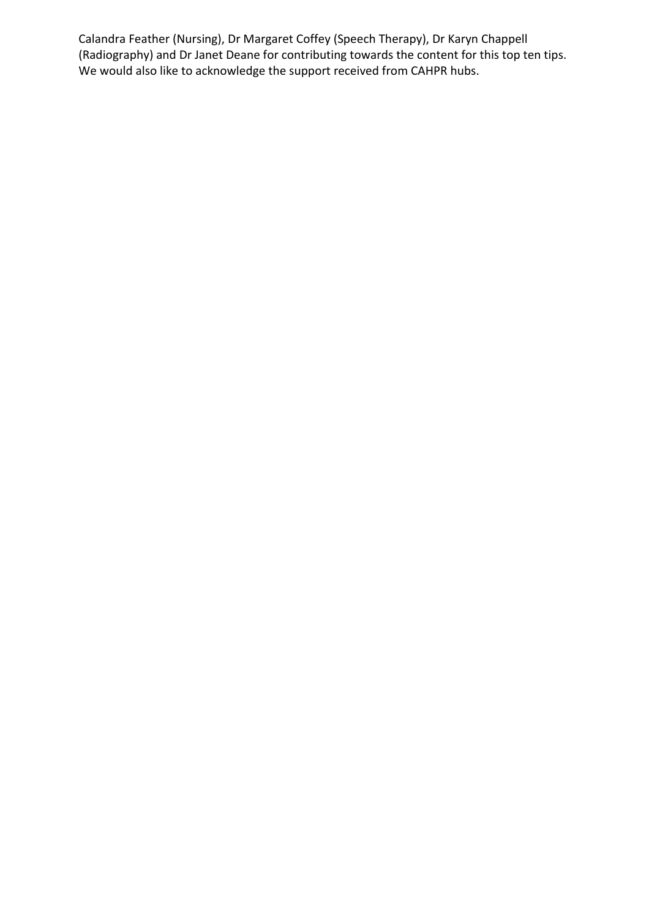Calandra Feather (Nursing), Dr Margaret Coffey (Speech Therapy), Dr Karyn Chappell (Radiography) and Dr Janet Deane for contributing towards the content for this top ten tips. We would also like to acknowledge the support received from CAHPR hubs.